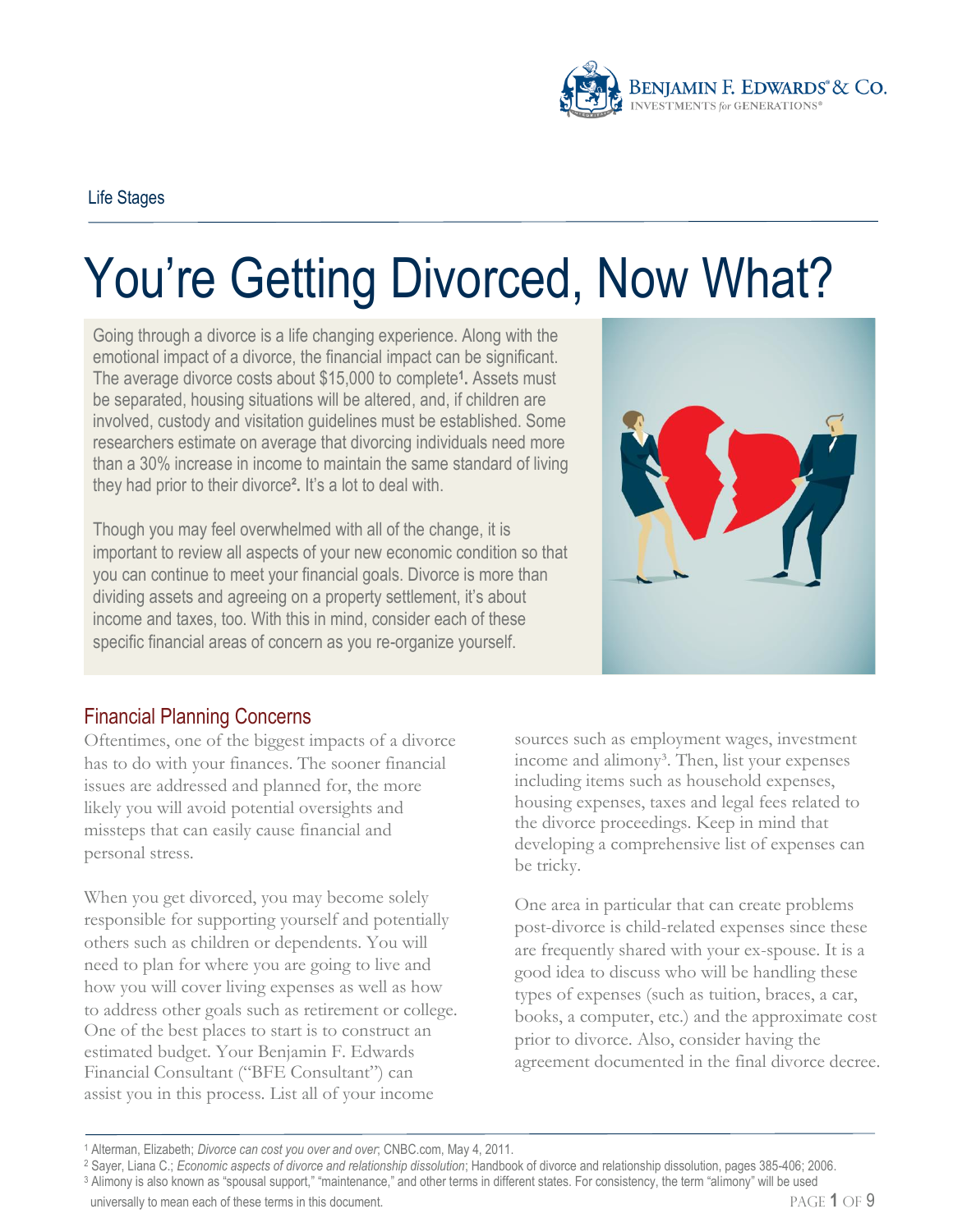Life Stages

# You're Getting Divorced, Now What?

Going through a divorce is a life changing experience. Along with the emotional impact of a divorce, the financial impact can be significant. The average divorce costs about $15,000 to complete[1]. Assets must be separated, housing situations will be altered, and, if children are involved, custody and visitation guidelines must be established. Some researchers estimate on average that divorcing individuals need more than a 30% increase in income to maintain the same standard of living they had prior to their divorce[2]. It's a lot to deal with.

Though you may feel overwhelmed with all of the change, it is important to review all aspects of your new economic condition so that you can continue to meet your financial goals. Divorce is more than dividing assets and agreeing on a property settlement, it's about income and taxes, too. With this in mind, consider each of these specific financial areas of concern as you re-organize yourself.

## Financial Planning Concerns

Oftentimes, one of the biggest impacts of a divorce has to do with your finances. The sooner financial issues are addressed and planned for, the more likely you will avoid potential oversights and missteps that can easily cause financial and personal stress.

When you get divorced, you may become solely responsible for supporting yourself and potentially others such as children or dependents. You will need to plan for where you are going to live and how you will cover living expenses as well as how to address other goals such as retirement or college. One of the best places to start is to construct an estimated budget. Your Benjamin F. Edwards Financial Consultant ("BFE Consultant") can assist you in this process. List all of your income sources such as employment wages, investment income and alimony[3]. Then, list your expenses including items such as household expenses, housing expenses, taxes and legal fees related to the divorce proceedings. Keep in mind that developing a comprehensive list of expenses can be tricky.

One area in particular that can create problems post-divorce is child-related expenses since these are frequently shared with your ex-spouse. It is a good idea to discuss who will be handling these types of expenses (such as tuition, braces, a car, books, a computer, etc.) and the approximate cost prior to divorce. Also, consider having the agreement documented in the final divorce decree.

---

[1] Alterman, Elizabeth; *Divorce can cost you over and over*; CNBC.com, May 4, 2011.

[2] Sayer, Liana C.; *Economic aspects of divorce and relationship dissolution*; Handbook of divorce and relationship dissolution, pages 385-406; 2006.

[3] Alimony is also known as "spousal support," "maintenance," and other terms in different states. For consistency, the term "alimony" will be used universally to mean each of these terms in this document.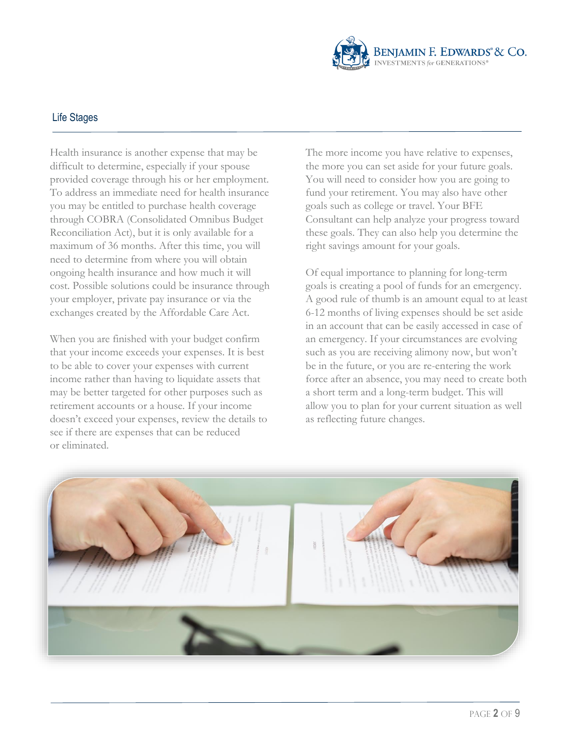## Life Stages

Health insurance is another expense that may be difficult to determine, especially if your spouse provided coverage through his or her employment. To address an immediate need for health insurance you may be entitled to purchase health coverage through COBRA (Consolidated Omnibus Budget Reconciliation Act), but it is only available for a maximum of 36 months. After this time, you will need to determine from where you will obtain ongoing health insurance and how much it will cost. Possible solutions could be insurance through your employer, private pay insurance or via the exchanges created by the Affordable Care Act.

When you are finished with your budget confirm that your income exceeds your expenses. It is best to be able to cover your expenses with current income rather than having to liquidate assets that may be better targeted for other purposes such as retirement accounts or a house. If your income doesn't exceed your expenses, review the details to see if there are expenses that can be reduced or eliminated.

The more income you have relative to expenses, the more you can set aside for your future goals. You will need to consider how you are going to fund your retirement. You may also have other goals such as college or travel. Your BFE Consultant can help analyze your progress toward these goals. They can also help you determine the right savings amount for your goals.

Of equal importance to planning for long-term goals is creating a pool of funds for an emergency. A good rule of thumb is an amount equal to at least 6-12 months of living expenses should be set aside in an account that can be easily accessed in case of an emergency. If your circumstances are evolving such as you are receiving alimony now, but won't be in the future, or you are re-entering the work force after an absence, you may need to create both a short term and a long-term budget. This will allow you to plan for your current situation as well as reflecting future changes.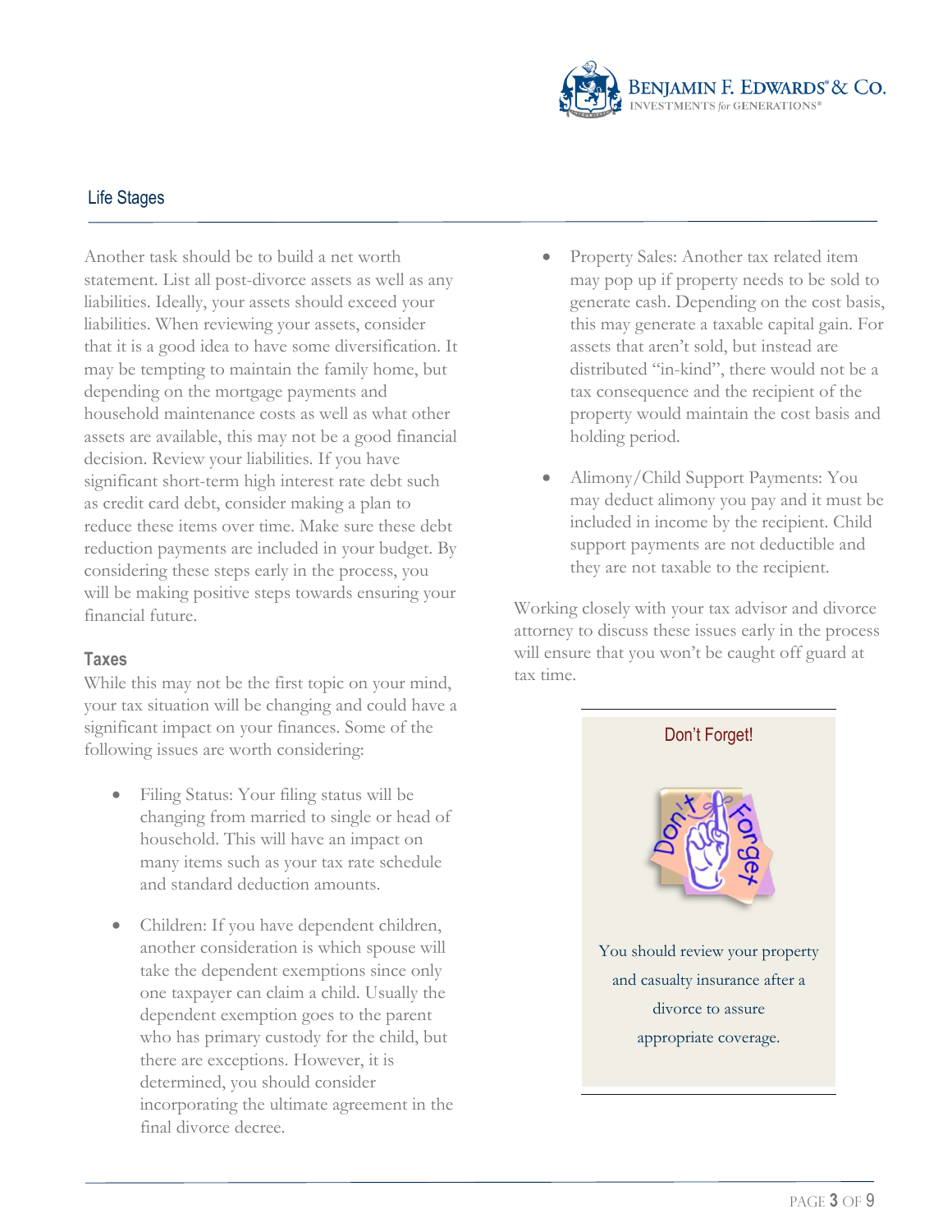## Life Stages

Another task should be to build a net worth statement. List all post-divorce assets as well as any liabilities. Ideally, your assets should exceed your liabilities. When reviewing your assets, consider that it is a good idea to have some diversification. It may be tempting to maintain the family home, but depending on the mortgage payments and household maintenance costs as well as what other assets are available, this may not be a good financial decision. Review your liabilities. If you have significant short-term high interest rate debt such as credit card debt, consider making a plan to reduce these items over time. Make sure these debt reduction payments are included in your budget. By considering these steps early in the process, you will be making positive steps towards ensuring your financial future.

### Taxes

While this may not be the first topic on your mind, your tax situation will be changing and could have a significant impact on your finances. Some of the following issues are worth considering:

- Filing Status: Your filing status will be changing from married to single or head of household. This will have an impact on many items such as your tax rate schedule and standard deduction amounts.
- Children: If you have dependent children, another consideration is which spouse will take the dependent exemptions since only one taxpayer can claim a child. Usually the dependent exemption goes to the parent who has primary custody for the child, but there are exceptions. However, it is determined, you should consider incorporating the ultimate agreement in the final divorce decree.
- Property Sales: Another tax related item may pop up if property needs to be sold to generate cash. Depending on the cost basis, this may generate a taxable capital gain. For assets that aren't sold, but instead are distributed "in-kind", there would not be a tax consequence and the recipient of the property would maintain the cost basis and holding period.
- Alimony/Child Support Payments: You may deduct alimony you pay and it must be included in income by the recipient. Child support payments are not deductible and they are not taxable to the recipient.

Working closely with your tax advisor and divorce attorney to discuss these issues early in the process will ensure that you won't be caught off guard at tax time.

**Don't Forget!**

You should review your property and casualty insurance after a divorce to assure appropriate coverage.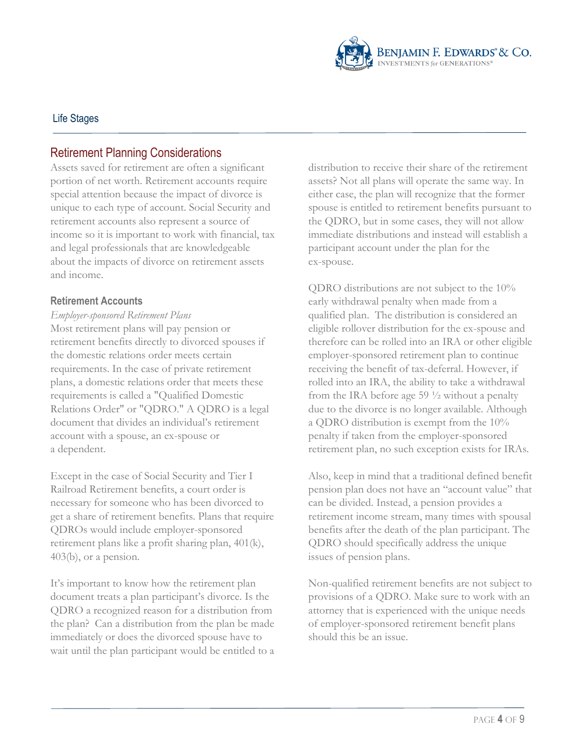## Retirement Planning Considerations

Assets saved for retirement are often a significant portion of net worth. Retirement accounts require special attention because the impact of divorce is unique to each type of account. Social Security and retirement accounts also represent a source of income so it is important to work with financial, tax and legal professionals that are knowledgeable about the impacts of divorce on retirement assets and income.

### Retirement Accounts

*Employer-sponsored Retirement Plans*

Most retirement plans will pay pension or retirement benefits directly to divorced spouses if the domestic relations order meets certain requirements. In the case of private retirement plans, a domestic relations order that meets these requirements is called a "Qualified Domestic Relations Order" or "QDRO." A QDRO is a legal document that divides an individual's retirement account with a spouse, an ex-spouse or a dependent.

Except in the case of Social Security and Tier I Railroad Retirement benefits, a court order is necessary for someone who has been divorced to get a share of retirement benefits. Plans that require QDROs would include employer-sponsored retirement plans like a profit sharing plan, 401(k), 403(b), or a pension.

It's important to know how the retirement plan document treats a plan participant's divorce. Is the QDRO a recognized reason for a distribution from the plan? Can a distribution from the plan be made immediately or does the divorced spouse have to wait until the plan participant would be entitled to a distribution to receive their share of the retirement assets? Not all plans will operate the same way. In either case, the plan will recognize that the former spouse is entitled to retirement benefits pursuant to the QDRO, but in some cases, they will not allow immediate distributions and instead will establish a participant account under the plan for the ex-spouse.

QDRO distributions are not subject to the 10% early withdrawal penalty when made from a qualified plan. The distribution is considered an eligible rollover distribution for the ex-spouse and therefore can be rolled into an IRA or other eligible employer-sponsored retirement plan to continue receiving the benefit of tax-deferral. However, if rolled into an IRA, the ability to take a withdrawal from the IRA before age 59 ½ without a penalty due to the divorce is no longer available. Although a QDRO distribution is exempt from the 10% penalty if taken from the employer-sponsored retirement plan, no such exception exists for IRAs.

Also, keep in mind that a traditional defined benefit pension plan does not have an "account value" that can be divided. Instead, a pension provides a retirement income stream, many times with spousal benefits after the death of the plan participant. The QDRO should specifically address the unique issues of pension plans.

Non-qualified retirement benefits are not subject to provisions of a QDRO. Make sure to work with an attorney that is experienced with the unique needs of employer-sponsored retirement benefit plans should this be an issue.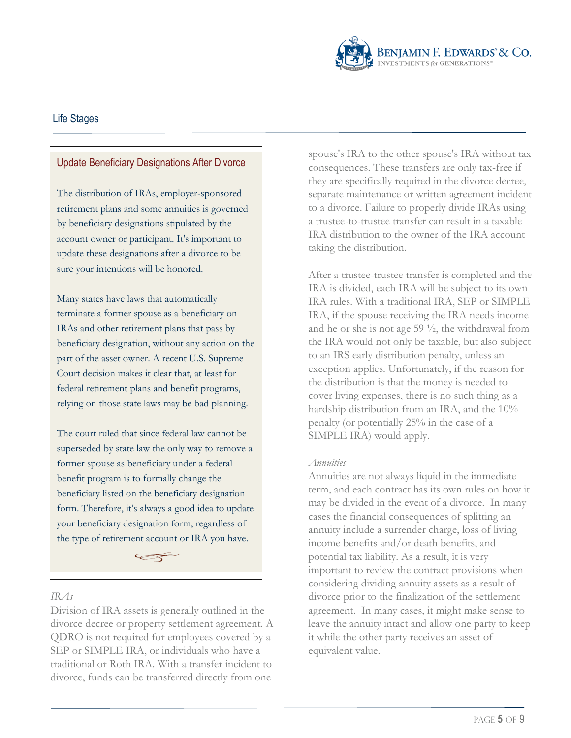## Update Beneficiary Designations After Divorce

The distribution of IRAs, employer-sponsored retirement plans and some annuities is governed by beneficiary designations stipulated by the account owner or participant. It's important to update these designations after a divorce to be sure your intentions will be honored.

Many states have laws that automatically terminate a former spouse as a beneficiary on IRAs and other retirement plans that pass by beneficiary designation, without any action on the part of the asset owner. A recent U.S. Supreme Court decision makes it clear that, at least for federal retirement plans and benefit programs, relying on those state laws may be bad planning.

The court ruled that since federal law cannot be superseded by state law the only way to remove a former spouse as beneficiary under a federal benefit program is to formally change the beneficiary listed on the beneficiary designation form. Therefore, it's always a good idea to update your beneficiary designation form, regardless of the type of retirement account or IRA you have.

*IRAs*

Division of IRA assets is generally outlined in the divorce decree or property settlement agreement. A QDRO is not required for employees covered by a SEP or SIMPLE IRA, or individuals who have a traditional or Roth IRA. With a transfer incident to divorce, funds can be transferred directly from one spouse's IRA to the other spouse's IRA without tax consequences. These transfers are only tax-free if they are specifically required in the divorce decree, separate maintenance or written agreement incident to a divorce. Failure to properly divide IRAs using a trustee-to-trustee transfer can result in a taxable IRA distribution to the owner of the IRA account taking the distribution.

After a trustee-trustee transfer is completed and the IRA is divided, each IRA will be subject to its own IRA rules. With a traditional IRA, SEP or SIMPLE IRA, if the spouse receiving the IRA needs income and he or she is not age 59 ½, the withdrawal from the IRA would not only be taxable, but also subject to an IRS early distribution penalty, unless an exception applies. Unfortunately, if the reason for the distribution is that the money is needed to cover living expenses, there is no such thing as a hardship distribution from an IRA, and the 10% penalty (or potentially 25% in the case of a SIMPLE IRA) would apply.

*Annuities*

Annuities are not always liquid in the immediate term, and each contract has its own rules on how it may be divided in the event of a divorce. In many cases the financial consequences of splitting an annuity include a surrender charge, loss of living income benefits and/or death benefits, and potential tax liability. As a result, it is very important to review the contract provisions when considering dividing annuity assets as a result of divorce prior to the finalization of the settlement agreement. In many cases, it might make sense to leave the annuity intact and allow one party to keep it while the other party receives an asset of equivalent value.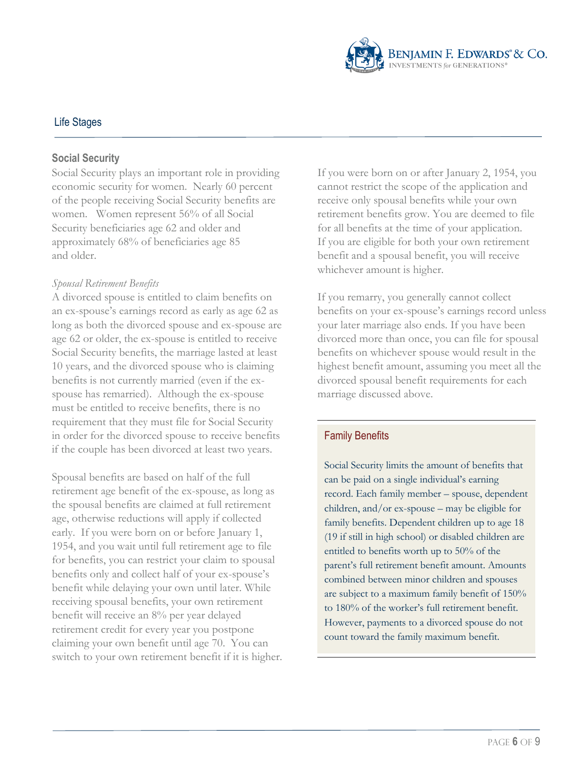## Life Stages

### Social Security

Social Security plays an important role in providing economic security for women. Nearly 60 percent of the people receiving Social Security benefits are women. Women represent 56% of all Social Security beneficiaries age 62 and older and approximately 68% of beneficiaries age 85 and older.

*Spousal Retirement Benefits*

A divorced spouse is entitled to claim benefits on an ex-spouse's earnings record as early as age 62 as long as both the divorced spouse and ex-spouse are age 62 or older, the ex-spouse is entitled to receive Social Security benefits, the marriage lasted at least 10 years, and the divorced spouse who is claiming benefits is not currently married (even if the ex-spouse has remarried). Although the ex-spouse must be entitled to receive benefits, there is no requirement that they must file for Social Security in order for the divorced spouse to receive benefits if the couple has been divorced at least two years.

Spousal benefits are based on half of the full retirement age benefit of the ex-spouse, as long as the spousal benefits are claimed at full retirement age, otherwise reductions will apply if collected early. If you were born on or before January 1, 1954, and you wait until full retirement age to file for benefits, you can restrict your claim to spousal benefits only and collect half of your ex-spouse's benefit while delaying your own until later. While receiving spousal benefits, your own retirement benefit will receive an 8% per year delayed retirement credit for every year you postpone claiming your own benefit until age 70. You can switch to your own retirement benefit if it is higher.

If you were born on or after January 2, 1954, you cannot restrict the scope of the application and receive only spousal benefits while your own retirement benefits grow. You are deemed to file for all benefits at the time of your application. If you are eligible for both your own retirement benefit and a spousal benefit, you will receive whichever amount is higher.

If you remarry, you generally cannot collect benefits on your ex-spouse's earnings record unless your later marriage also ends. If you have been divorced more than once, you can file for spousal benefits on whichever spouse would result in the highest benefit amount, assuming you meet all the divorced spousal benefit requirements for each marriage discussed above.

### Family Benefits

Social Security limits the amount of benefits that can be paid on a single individual's earning record. Each family member – spouse, dependent children, and/or ex-spouse – may be eligible for family benefits. Dependent children up to age 18 (19 if still in high school) or disabled children are entitled to benefits worth up to 50% of the parent's full retirement benefit amount. Amounts combined between minor children and spouses are subject to a maximum family benefit of 150% to 180% of the worker's full retirement benefit. However, payments to a divorced spouse do not count toward the family maximum benefit.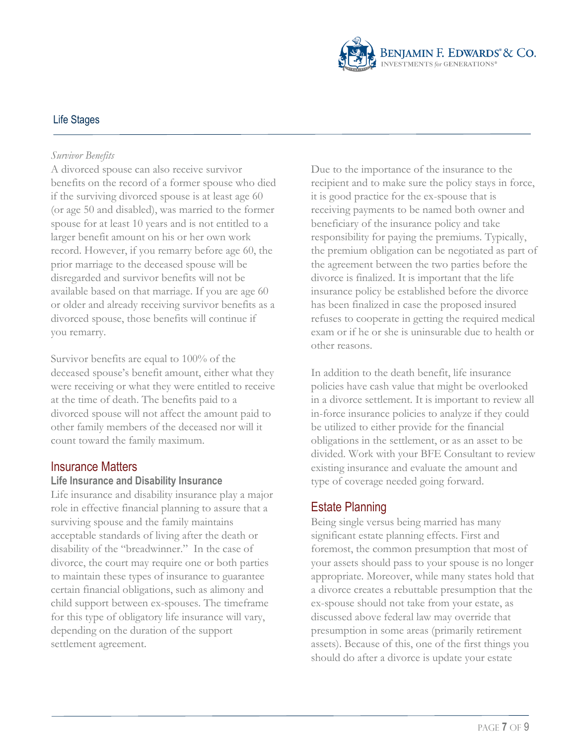*Survivor Benefits*
A divorced spouse can also receive survivor benefits on the record of a former spouse who died if the surviving divorced spouse is at least age 60 (or age 50 and disabled), was married to the former spouse for at least 10 years and is not entitled to a larger benefit amount on his or her own work record. However, if you remarry before age 60, the prior marriage to the deceased spouse will be disregarded and survivor benefits will not be available based on that marriage. If you are age 60 or older and already receiving survivor benefits as a divorced spouse, those benefits will continue if you remarry.

Survivor benefits are equal to 100% of the deceased spouse's benefit amount, either what they were receiving or what they were entitled to receive at the time of death. The benefits paid to a divorced spouse will not affect the amount paid to other family members of the deceased nor will it count toward the family maximum.

## Insurance Matters

### Life Insurance and Disability Insurance

Life insurance and disability insurance play a major role in effective financial planning to assure that a surviving spouse and the family maintains acceptable standards of living after the death or disability of the "breadwinner." In the case of divorce, the court may require one or both parties to maintain these types of insurance to guarantee certain financial obligations, such as alimony and child support between ex-spouses. The timeframe for this type of obligatory life insurance will vary, depending on the duration of the support settlement agreement.

Due to the importance of the insurance to the recipient and to make sure the policy stays in force, it is good practice for the ex-spouse that is receiving payments to be named both owner and beneficiary of the insurance policy and take responsibility for paying the premiums. Typically, the premium obligation can be negotiated as part of the agreement between the two parties before the divorce is finalized. It is important that the life insurance policy be established before the divorce has been finalized in case the proposed insured refuses to cooperate in getting the required medical exam or if he or she is uninsurable due to health or other reasons.

In addition to the death benefit, life insurance policies have cash value that might be overlooked in a divorce settlement. It is important to review all in-force insurance policies to analyze if they could be utilized to either provide for the financial obligations in the settlement, or as an asset to be divided. Work with your BFE Consultant to review existing insurance and evaluate the amount and type of coverage needed going forward.

## Estate Planning

Being single versus being married has many significant estate planning effects. First and foremost, the common presumption that most of your assets should pass to your spouse is no longer appropriate. Moreover, while many states hold that a divorce creates a rebuttable presumption that the ex-spouse should not take from your estate, as discussed above federal law may override that presumption in some areas (primarily retirement assets). Because of this, one of the first things you should do after a divorce is update your estate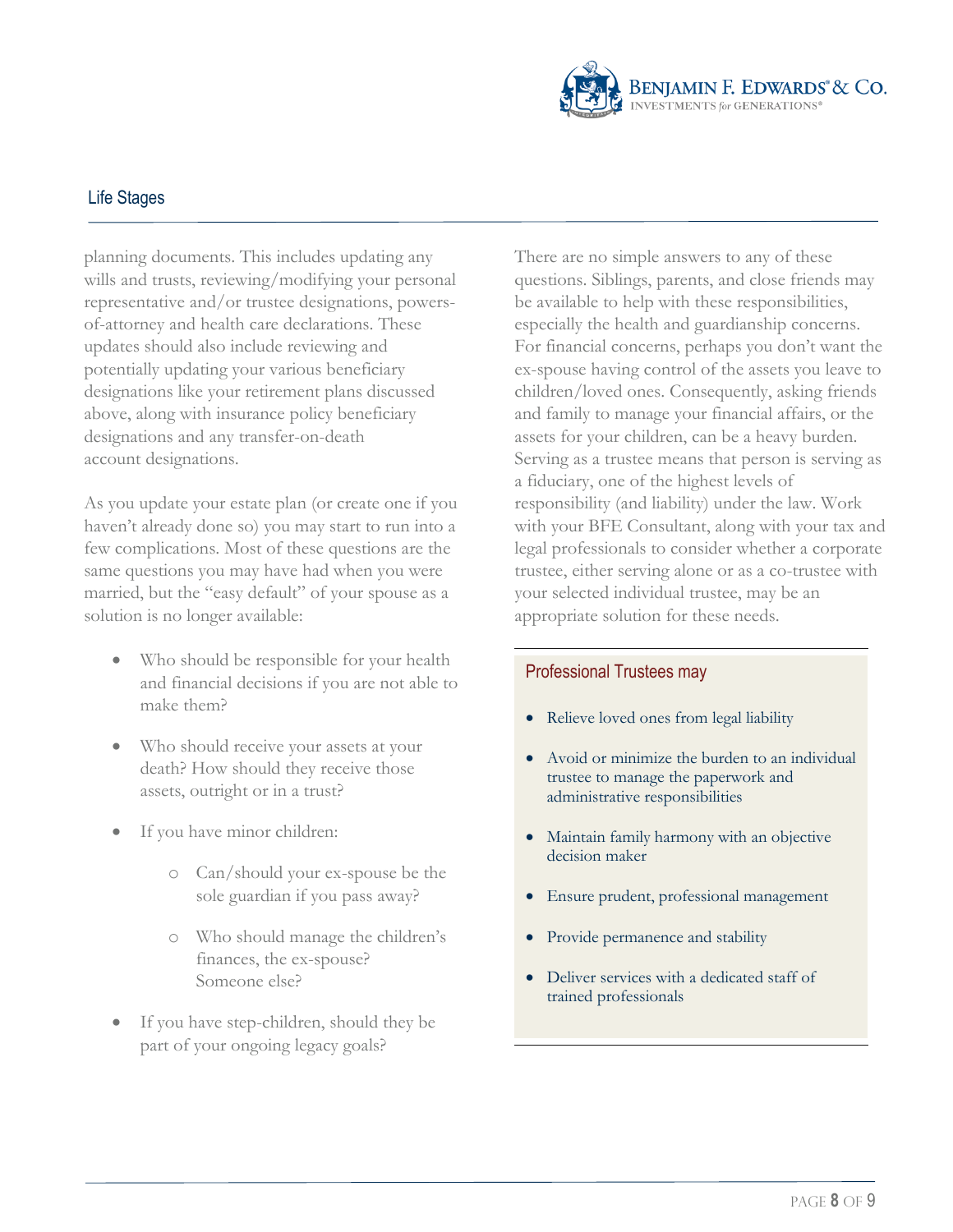planning documents. This includes updating any wills and trusts, reviewing/modifying your personal representative and/or trustee designations, powers-of-attorney and health care declarations. These updates should also include reviewing and potentially updating your various beneficiary designations like your retirement plans discussed above, along with insurance policy beneficiary designations and any transfer-on-death account designations.

As you update your estate plan (or create one if you haven't already done so) you may start to run into a few complications. Most of these questions are the same questions you may have had when you were married, but the "easy default" of your spouse as a solution is no longer available:

- Who should be responsible for your health and financial decisions if you are not able to make them?
- Who should receive your assets at your death? How should they receive those assets, outright or in a trust?
- If you have minor children:
  - Can/should your ex-spouse be the sole guardian if you pass away?
  - Who should manage the children's finances, the ex-spouse? Someone else?
- If you have step-children, should they be part of your ongoing legacy goals?

There are no simple answers to any of these questions. Siblings, parents, and close friends may be available to help with these responsibilities, especially the health and guardianship concerns. For financial concerns, perhaps you don't want the ex-spouse having control of the assets you leave to children/loved ones. Consequently, asking friends and family to manage your financial affairs, or the assets for your children, can be a heavy burden. Serving as a trustee means that person is serving as a fiduciary, one of the highest levels of responsibility (and liability) under the law. Work with your BFE Consultant, along with your tax and legal professionals to consider whether a corporate trustee, either serving alone or as a co-trustee with your selected individual trustee, may be an appropriate solution for these needs.

### Professional Trustees may

- Relieve loved ones from legal liability
- Avoid or minimize the burden to an individual trustee to manage the paperwork and administrative responsibilities
- Maintain family harmony with an objective decision maker
- Ensure prudent, professional management
- Provide permanence and stability
- Deliver services with a dedicated staff of trained professionals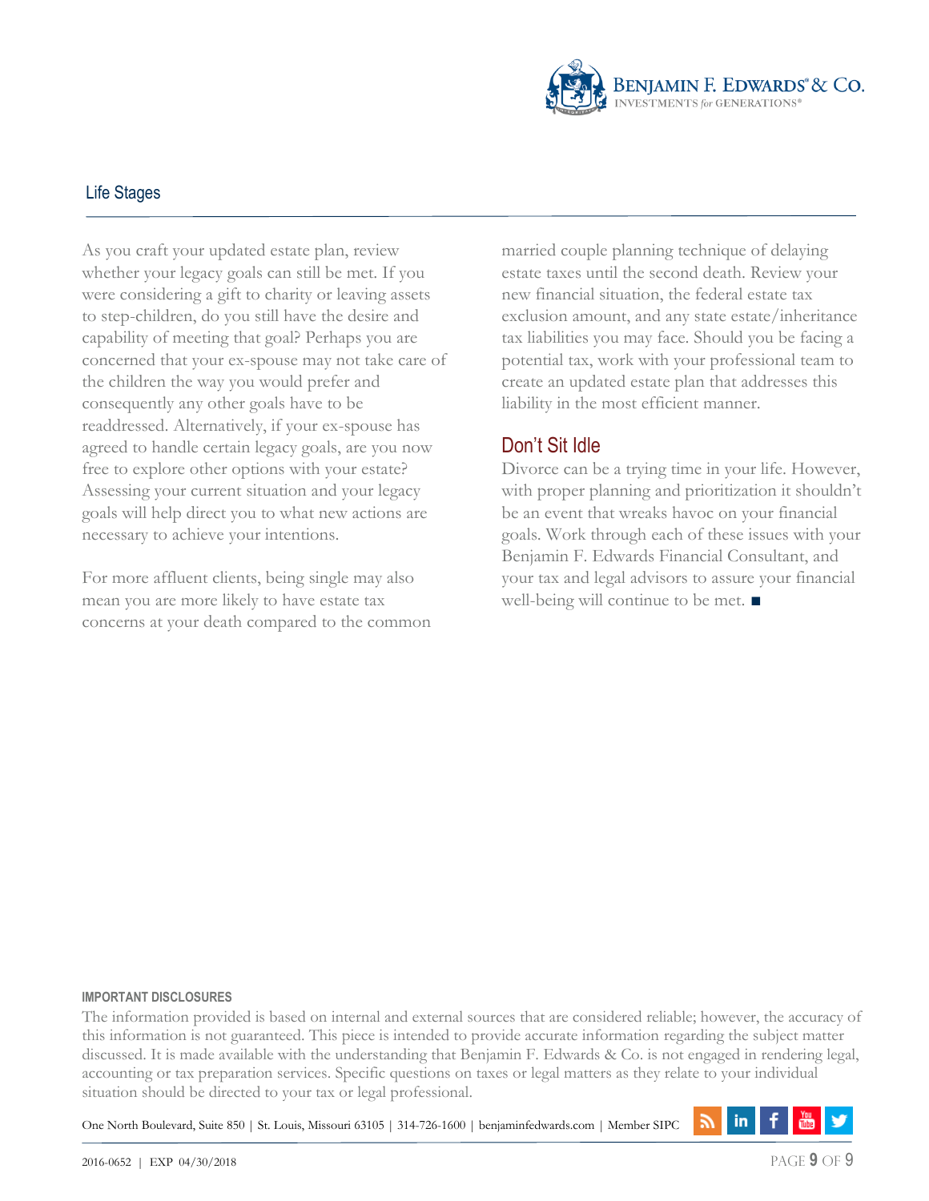As you craft your updated estate plan, review whether your legacy goals can still be met. If you were considering a gift to charity or leaving assets to step-children, do you still have the desire and capability of meeting that goal? Perhaps you are concerned that your ex-spouse may not take care of the children the way you would prefer and consequently any other goals have to be readdressed. Alternatively, if your ex-spouse has agreed to handle certain legacy goals, are you now free to explore other options with your estate? Assessing your current situation and your legacy goals will help direct you to what new actions are necessary to achieve your intentions.

For more affluent clients, being single may also mean you are more likely to have estate tax concerns at your death compared to the common married couple planning technique of delaying estate taxes until the second death. Review your new financial situation, the federal estate tax exclusion amount, and any state estate/inheritance tax liabilities you may face. Should you be facing a potential tax, work with your professional team to create an updated estate plan that addresses this liability in the most efficient manner.

## Don't Sit Idle

Divorce can be a trying time in your life. However, with proper planning and prioritization it shouldn't be an event that wreaks havoc on your financial goals. Work through each of these issues with your Benjamin F. Edwards Financial Consultant, and your tax and legal advisors to assure your financial well-being will continue to be met. ■

**IMPORTANT DISCLOSURES**

The information provided is based on internal and external sources that are considered reliable; however, the accuracy of this information is not guaranteed. This piece is intended to provide accurate information regarding the subject matter discussed. It is made available with the understanding that Benjamin F. Edwards & Co. is not engaged in rendering legal, accounting or tax preparation services. Specific questions on taxes or legal matters as they relate to your individual situation should be directed to your tax or legal professional.

One North Boulevard, Suite 850 | St. Louis, Missouri 63105 | 314-726-1600 | benjaminfedwards.com | Member SIPC

2016-0652 | EXP 04/30/2018